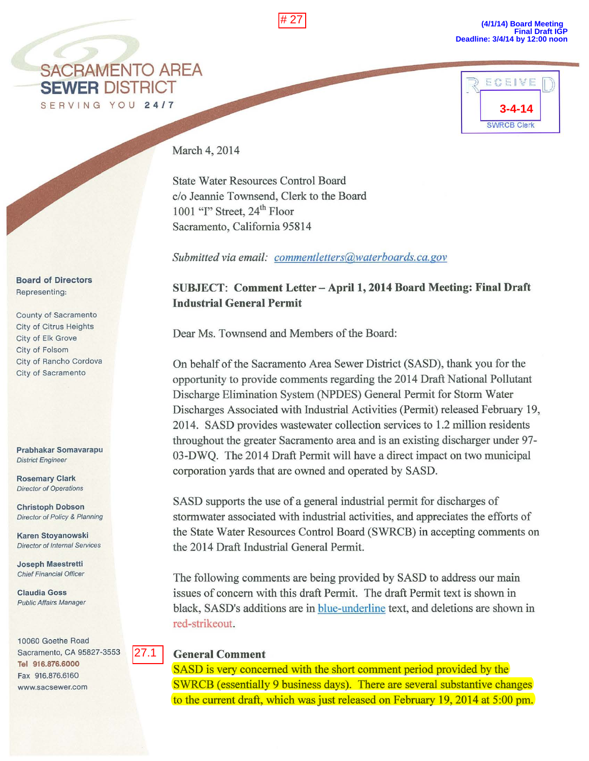# 27

**(4/1/14) Board Meeting**
**Final Draft IGP**
**Deadline: 3/4/14 by 12:00 noon**

SACRAMENTO AREA
**SEWER DISTRICT**
SERVING YOU **24/7**

RECEIVED
**3-4-14**
SWRCB Clerk

**Board of Directors**
Representing:

County of Sacramento
City of Citrus Heights
City of Elk Grove
City of Folsom
City of Rancho Cordova
City of Sacramento

**Prabhakar Somavarapu**
*District Engineer*

**Rosemary Clark**
*Director of Operations*

**Christoph Dobson**
*Director of Policy & Planning*

**Karen Stoyanowski**
*Director of Internal Services*

**Joseph Maestretti**
*Chief Financial Officer*

**Claudia Goss**
*Public Affairs Manager*

10060 Goethe Road
Sacramento, CA 95827-3553
Tel 916.876.6000
Fax 916.876.6160
www.sacsewer.com

March 4, 2014

State Water Resources Control Board
c/o Jeannie Townsend, Clerk to the Board
1001 "I" Street, 24th Floor
Sacramento, California 95814

*Submitted via email:* commentletters@waterboards.ca.gov

**SUBJECT: Comment Letter – April 1, 2014 Board Meeting: Final Draft Industrial General Permit**

Dear Ms. Townsend and Members of the Board:

On behalf of the Sacramento Area Sewer District (SASD), thank you for the opportunity to provide comments regarding the 2014 Draft National Pollutant Discharge Elimination System (NPDES) General Permit for Storm Water Discharges Associated with Industrial Activities (Permit) released February 19, 2014. SASD provides wastewater collection services to 1.2 million residents throughout the greater Sacramento area and is an existing discharger under 97-03-DWQ. The 2014 Draft Permit will have a direct impact on two municipal corporation yards that are owned and operated by SASD.

SASD supports the use of a general industrial permit for discharges of stormwater associated with industrial activities, and appreciates the efforts of the State Water Resources Control Board (SWRCB) in accepting comments on the 2014 Draft Industrial General Permit.

The following comments are being provided by SASD to address our main issues of concern with this draft Permit. The draft Permit text is shown in black, SASD's additions are in blue-underline text, and deletions are shown in red-strikeout.

27.1

**General Comment**

SASD is very concerned with the short comment period provided by the SWRCB (essentially 9 business days). There are several substantive changes to the current draft, which was just released on February 19, 2014 at 5:00 pm.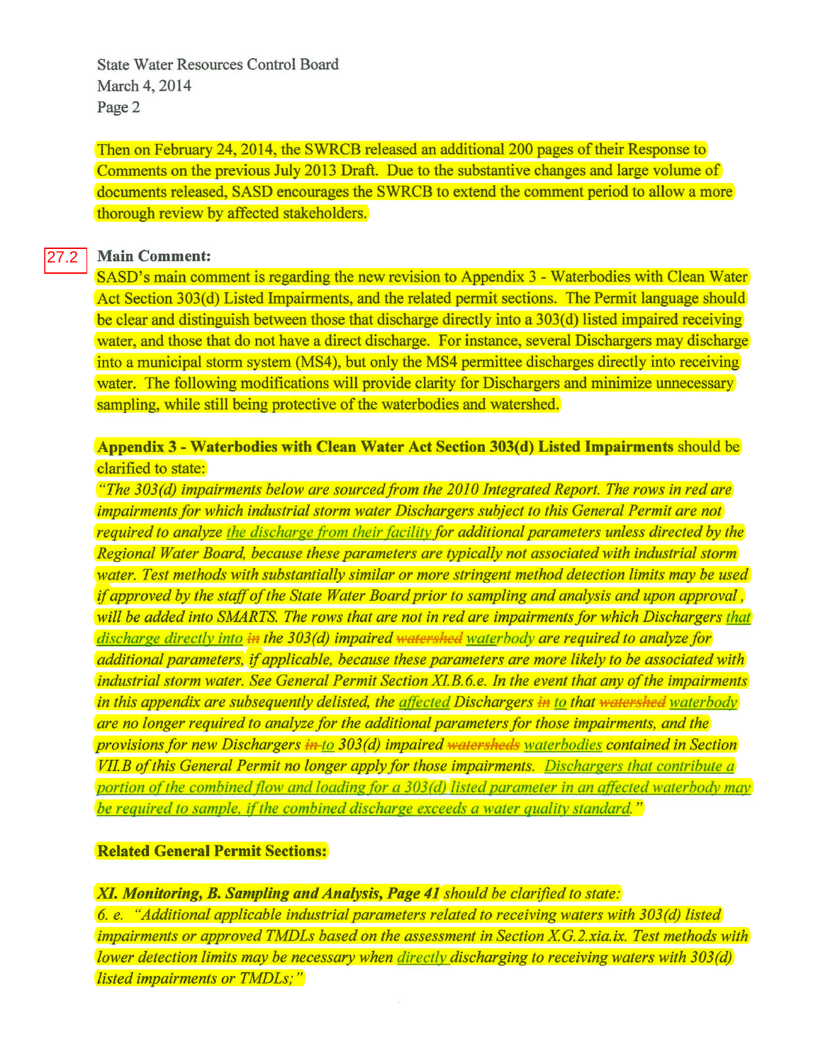State Water Resources Control Board
March 4, 2014

Then on February 24, 2014, the SWRCB released an additional 200 pages of their Response to Comments on the previous July 2013 Draft. Due to the substantive changes and large volume of documents released, SASD encourages the SWRCB to extend the comment period to allow a more thorough review by affected stakeholders.

27.2

**Main Comment:**

SASD's main comment is regarding the new revision to Appendix 3 - Waterbodies with Clean Water Act Section 303(d) Listed Impairments, and the related permit sections. The Permit language should be clear and distinguish between those that discharge directly into a 303(d) listed impaired receiving water, and those that do not have a direct discharge. For instance, several Dischargers may discharge into a municipal storm system (MS4), but only the MS4 permittee discharges directly into receiving water. The following modifications will provide clarity for Dischargers and minimize unnecessary sampling, while still being protective of the waterbodies and watershed.

**Appendix 3 - Waterbodies with Clean Water Act Section 303(d) Listed Impairments** should be clarified to state:

*"The 303(d) impairments below are sourced from the 2010 Integrated Report. The rows in red are impairments for which industrial storm water Dischargers subject to this General Permit are not required to analyze <u>the discharge from their facility</u> for additional parameters unless directed by the Regional Water Board, because these parameters are typically not associated with industrial storm water. Test methods with substantially similar or more stringent method detection limits may be used if approved by the staff of the State Water Board prior to sampling and analysis and upon approval, will be added into SMARTS. The rows that are not in red are impairments for which Dischargers <u>that discharge directly into</u> ~~in~~ the 303(d) impaired ~~watershed~~ <u>waterbody</u> are required to analyze for additional parameters, if applicable, because these parameters are more likely to be associated with industrial storm water. See General Permit Section XI.B.6.e. In the event that any of the impairments in this appendix are subsequently delisted, the <u>affected</u> Dischargers ~~in~~ <u>to</u> that ~~watershed~~ <u>waterbody</u> are no longer required to analyze for the additional parameters for those impairments, and the provisions for new Dischargers ~~in~~ <u>to</u> 303(d) impaired ~~watersheds~~ <u>waterbodies</u> contained in Section VII.B of this General Permit no longer apply for those impairments. <u>Dischargers that contribute a portion of the combined flow and loading for a 303(d) listed parameter in an affected waterbody may be required to sample, if the combined discharge exceeds a water quality standard.</u>"*

**Related General Permit Sections:**

***XI. Monitoring, B. Sampling and Analysis, Page 41*** *should be clarified to state:*

*6. e. "Additional applicable industrial parameters related to receiving waters with 303(d) listed impairments or approved TMDLs based on the assessment in Section X.G.2.xia.ix. Test methods with lower detection limits may be necessary when <u>directly</u> discharging to receiving waters with 303(d) listed impairments or TMDLs;"*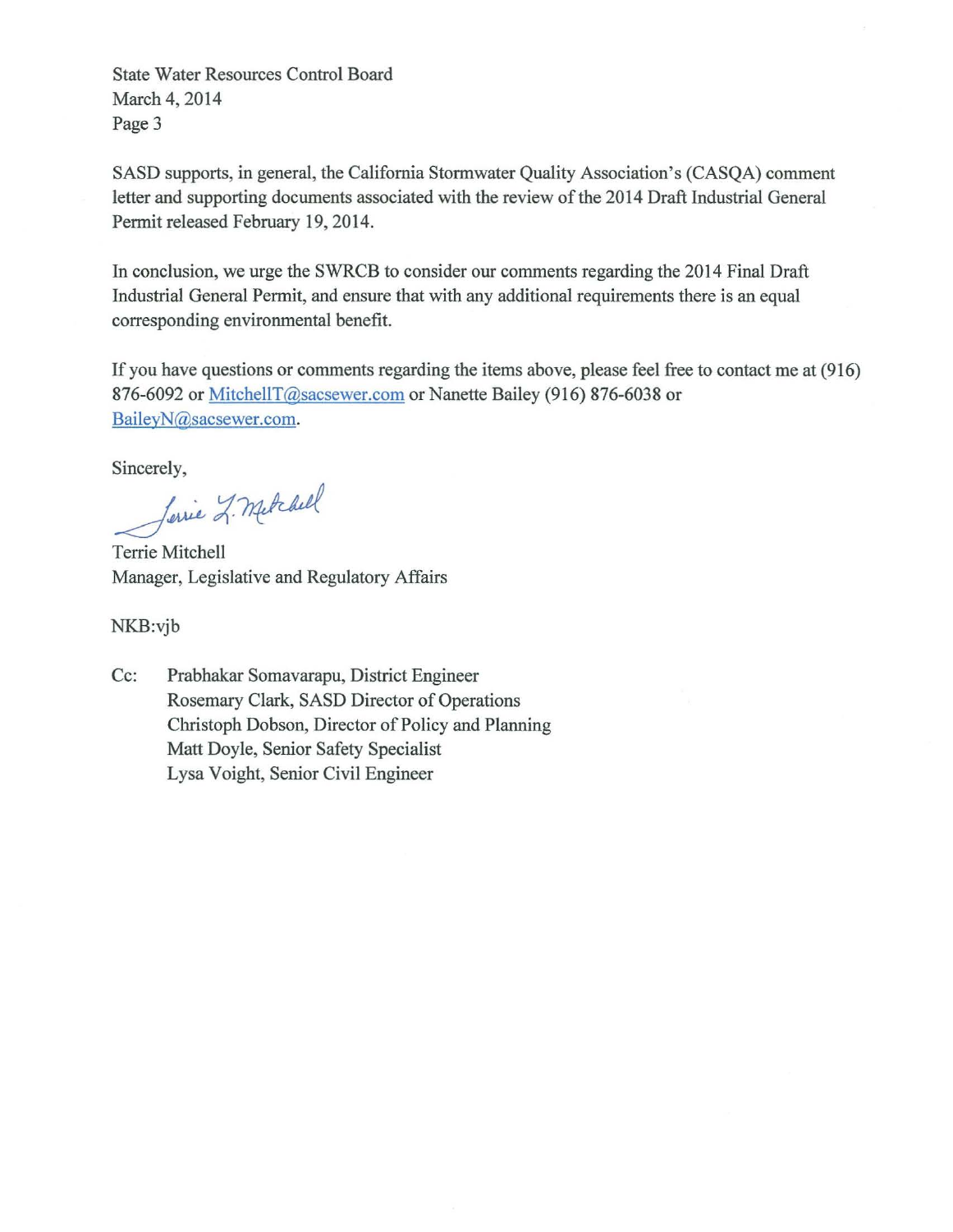SASD supports, in general, the California Stormwater Quality Association's (CASQA) comment letter and supporting documents associated with the review of the 2014 Draft Industrial General Permit released February 19, 2014.

In conclusion, we urge the SWRCB to consider our comments regarding the 2014 Final Draft Industrial General Permit, and ensure that with any additional requirements there is an equal corresponding environmental benefit.

If you have questions or comments regarding the items above, please feel free to contact me at (916) 876-6092 or MitchellT@sacsewer.com or Nanette Bailey (916) 876-6038 or BaileyN@sacsewer.com.

Sincerely,

Terrie L. Mitchell

Terrie Mitchell
Manager, Legislative and Regulatory Affairs

NKB:vjb

Cc: Prabhakar Somavarapu, District Engineer
Rosemary Clark, SASD Director of Operations
Christoph Dobson, Director of Policy and Planning
Matt Doyle, Senior Safety Specialist
Lysa Voight, Senior Civil Engineer